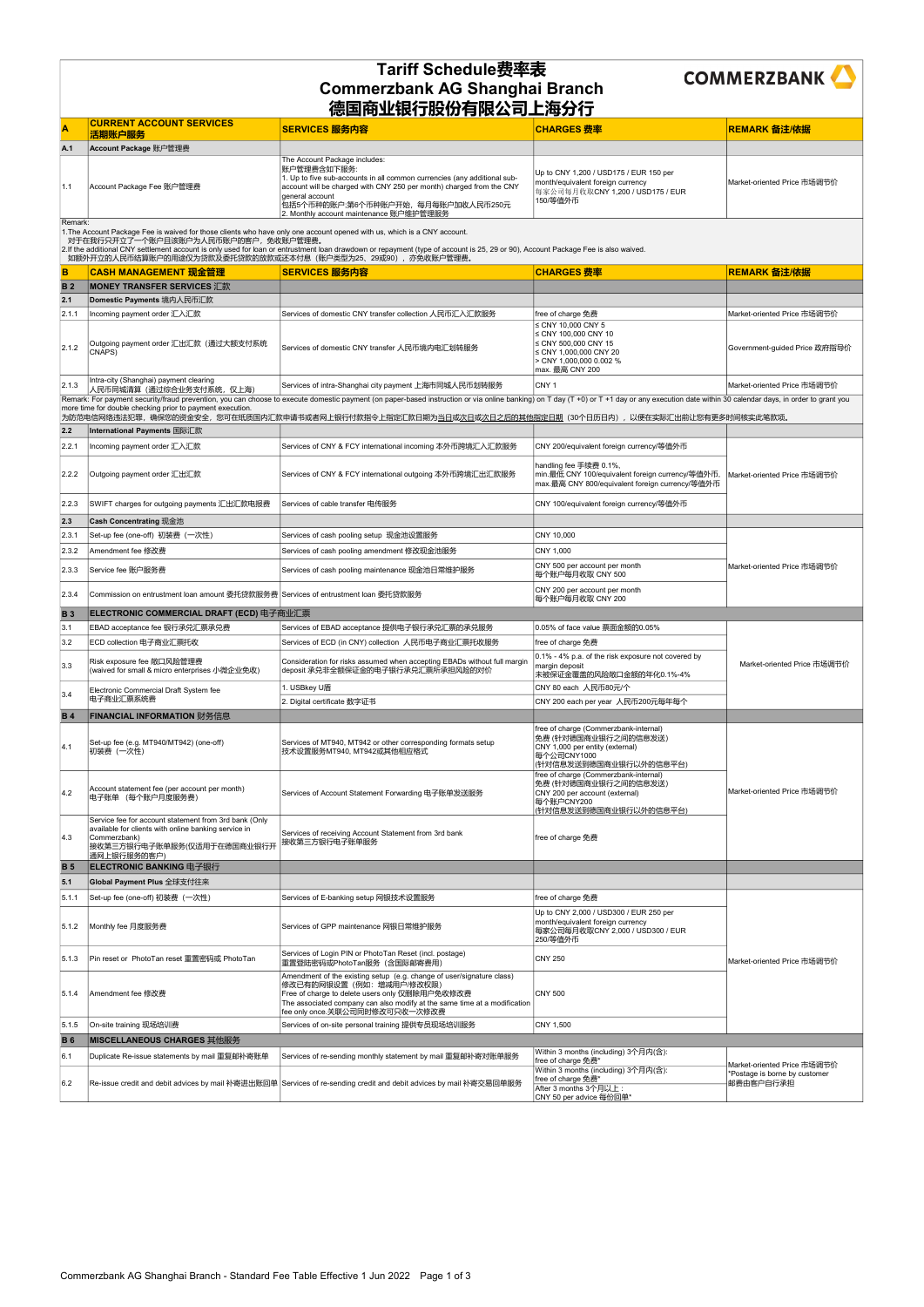# Tariff Schedule费率表
# Commerzbank AG Shanghai Branch
# 德国商业银行股份有限公司上海分行

COMMERZBANK

| A | CURRENT ACCOUNT SERVICES 活期账户服务 | SERVICES 服务内容 | CHARGES 费率 | REMARK 备注/依据 |
|---|---|---|---|---|
| A.1 | Account Package 账户管理费 | | | |
| 1.1 | Account Package Fee 账户管理费 | The Account Package includes: 账户管理费含如下服务: 1. Up to five sub-accounts in all common currencies (any additional sub-account will be charged with CNY 250 per month) charged from the CNY general account 包括5个币种的账户;第6个币种账户开始，每月每账户加收人民币250元 2. Monthly account maintenance 账户维护管理服务 | Up to CNY 1,200 / USD175 / EUR 150 per month/equivalent foreign currency 每家公司每月收取CNY 1,200 / USD175 / EUR 150/等值外币 | Market-oriented Price 市场调节价 |

Remark:
1.The Account Package Fee is waived for those clients who have only one account opened with us, which is a CNY account.
对于在我行只开立了一个账户且该账户为人民币账户的客户，免收账户管理费。
2.If the additional CNY settlement account is only used for loan or entrustment loan drawdown or repayment (type of account is 25, 29 or 90), Account Package Fee is also waived.
如额外开立的人民币结算账户的用途仅为贷款及委托贷款的放款或还本付息（账户类型为25，29或90），亦免收账户管理费。

| B | CASH MANAGEMENT 现金管理 | SERVICES 服务内容 | CHARGES 费率 | REMARK 备注/依据 |
|---|---|---|---|---|
| B 2 | MONEY TRANSFER SERVICES 汇款 | | | |
| 2.1 | Domestic Payments 境内人民币汇款 | | | |
| 2.1.1 | Incoming payment order 汇入汇款 | Services of domestic CNY transfer collection 人民币汇入汇款服务 | free of charge 免费 | Market-oriented Price 市场调节价 |
| 2.1.2 | Outgoing payment order 汇出汇款（通过大额支付系统CNAPS) | Services of domestic CNY transfer 人民币境内电汇划转服务 | ≤ CNY 10,000 CNY 5<br>≤ CNY 100,000 CNY 10<br>≤ CNY 500,000 CNY 15<br>≤ CNY 1,000,000 CNY 20<br>> CNY 1,000,000 0.002 %<br>max. 最高 CNY 200 | Government-guided Price 政府指导价 |
| 2.1.3 | Intra-city (Shanghai) payment clearing 人民币同城清算（通过综合业务支付系统，仅上海） | Services of intra-Shanghai city payment 上海市同城人民币划转服务 | CNY 1 | Market-oriented Price 市场调节价 |

Remark: For payment security/fraud prevention, you can choose to execute domestic payment (on paper-based instruction or via online banking) on T day (T +0) or T +1 day or any execution date within 30 calendar days, in order to grant you more time for double checking prior to payment execution.
为防范电信网络违法犯罪，确保您的资金安全，您可在纸质国内汇款申请书或者网上银行付款指令上指定汇款日期为当日或次日或次日之后的其他指定日期（30个日历日内），以便在实际汇出前让您有更多时间核实此笔款项。

| | | | | |
|---|---|---|---|---|
| 2.2 | International Payments 国际汇款 | | | |
| 2.2.1 | Incoming payment order 汇入汇款 | Services of CNY & FCY international incoming 本外币跨境汇入汇款服务 | CNY 200/equivalent foreign currency/等值外币 | Market-oriented Price 市场调节价 |
| 2.2.2 | Outgoing payment order 汇出汇款 | Services of CNY & FCY international outgoing 本外币跨境汇出汇款服务 | handling fee 手续费 0.1%, min.最低 CNY 100/equivalent foreign currency/等值外币, max.最高 CNY 800/equivalent foreign currency/等值外币 | |
| 2.2.3 | SWIFT charges for outgoing payments 汇出汇款电报费 | Services of cable transfer 电传服务 | CNY 100/equivalent foreign currency/等值外币 | |
| 2.3 | Cash Concentrating 现金池 | | | |
| 2.3.1 | Set-up fee (one-off) 初装费（一次性） | Services of cash pooling setup 现金池设置服务 | CNY 10,000 | Market-oriented Price 市场调节价 |
| 2.3.2 | Amendment fee 修改费 | Services of cash pooling amendment 修改现金池服务 | CNY 1,000 | |
| 2.3.3 | Service fee 账户服务费 | Services of cash pooling maintenance 现金池日常维护服务 | CNY 500 per account per month 每个账户每月收取 CNY 500 | |
| 2.3.4 | Commission on entrustment loan amount 委托贷款服务费 | Services of entrustment loan 委托贷款服务 | CNY 200 per account per month 每个账户每月收取 CNY 200 | |
| B 3 | ELECTRONIC COMMERCIAL DRAFT (ECD) 电子商业汇票 | | | |
| 3.1 | EBAD acceptance fee 银行承兑汇票承兑费 | Services of EBAD acceptance 提供电子银行承兑汇票的承兑服务 | 0.05% of face value 票面金额的0.05% | Market-oriented Price 市场调节价 |
| 3.2 | ECD collection 电子商业汇票托收 | Services of ECD (in CNY) collection 人民币电子商业汇票托收服务 | free of charge 免费 | |
| 3.3 | Risk exposure fee 敞口风险管理费 (waived for small & micro enterprises 小微企业免收) | Consideration for risks assumed when accepting EBADs without full margin deposit 承兑非全额保证金的电子银行承兑汇票所承担风险的对价 | 0.1% - 4% p.a. of the risk exposure not covered by margin deposit 未被保证金覆盖的风险敞口金额的年化0.1%-4% | |
| 3.4 | Electronic Commercial Draft System fee 电子商业汇票系统费 | 1. USBkey U盾 | CNY 80 each 人民币80元/个 | |
| | | 2. Digital certificate 数字证书 | CNY 200 each per year 人民币200元每年每个 | |
| B 4 | FINANCIAL INFORMATION 财务信息 | | | |
| 4.1 | Set-up fee (e.g. MT940/MT942) (one-off) 初装费（一次性） | Services of MT940, MT942 or other corresponding formats setup 技术设置服务MT940, MT942或其他相应格式 | free of charge (Commerzbank-internal) 免费 (针对德国商业银行之间的信息发送) CNY 1,000 per entity (external) 每个公司CNY1000 (针对信息发送到德国商业银行以外的信息平台) | Market-oriented Price 市场调节价 |
| 4.2 | Account statement fee (per account per month) 电子账单（每个账户月度服务费） | Services of Account Statement Forwarding 电子账单发送服务 | free of charge (Commerzbank-internal) 免费 (针对德国商业银行之间的信息发送) CNY 200 per account (external) 每个账户CNY200 (针对信息发送到德国商业银行以外的信息平台) | |
| 4.3 | Service fee for account statement from 3rd bank (Only available for clients with online banking service in Commerzbank) 接收第三方银行电子账单服务(仅适用于在德国商业银行开通网上银行服务的客户) | Services of receiving Account Statement from 3rd bank 接收第三方银行电子账单服务 | free of charge 免费 | |
| B 5 | ELECTRONIC BANKING 电子银行 | | | |
| 5.1 | Global Payment Plus 全球支付往来 | | | |
| 5.1.1 | Set-up fee (one-off) 初装费（一次性） | Services of E-banking setup 网银技术设置服务 | free of charge 免费 | Market-oriented Price 市场调节价 |
| 5.1.2 | Monthly fee 月度服务费 | Services of GPP maintenance 网银日常维护服务 | Up to CNY 2,000 / USD300 / EUR 250 per month/equivalent foreign currency 每家公司每月收取CNY 2,000 / USD300 / EUR 250/等值外币 | |
| 5.1.3 | Pin reset or PhotoTan reset 重置密码或 PhotoTan | Services of Login PIN or PhotoTan Reset (incl. postage) 重置登陆密码或PhotoTan服务（含国际邮寄费用） | CNY 250 | |
| 5.1.4 | Amendment fee 修改费 | Amendment of the existing setup (e.g. change of user/signature class) 修改已有的网银设置（例如：增减用户/修改权限） Free of charge to delete users only 仅删除用户免收修改费 The associated company can also modify at the same time at a modification fee only once.关联公司同时修改可只收一次修改费 | CNY 500 | |
| 5.1.5 | On-site training 现场培训费 | Services of on-site personal training 提供专员现场培训服务 | CNY 1,500 | |
| B 6 | MISCELLANEOUS CHARGES 其他服务 | | | |
| 6.1 | Duplicate Re-issue statements by mail 重复邮补寄账单 | Services of re-sending monthly statement by mail 重复邮补寄对账单服务 | Within 3 months (including) 3个月内(含): free of charge 免费* | Market-oriented Price 市场调节价 *Postage is borne by customer 邮费由客户自行承担 |
| 6.2 | Re-issue credit and debit advices by mail 补寄进出账回单 | Services of re-sending credit and debit advices by mail 补寄交易回单服务 | Within 3 months (including) 3个月内(含): free of charge 免费* After 3 months 3个月以上 : CNY 50 per advice 每份回单* | |

Commerzbank AG Shanghai Branch - Standard Fee Table Effective 1 Jun 2022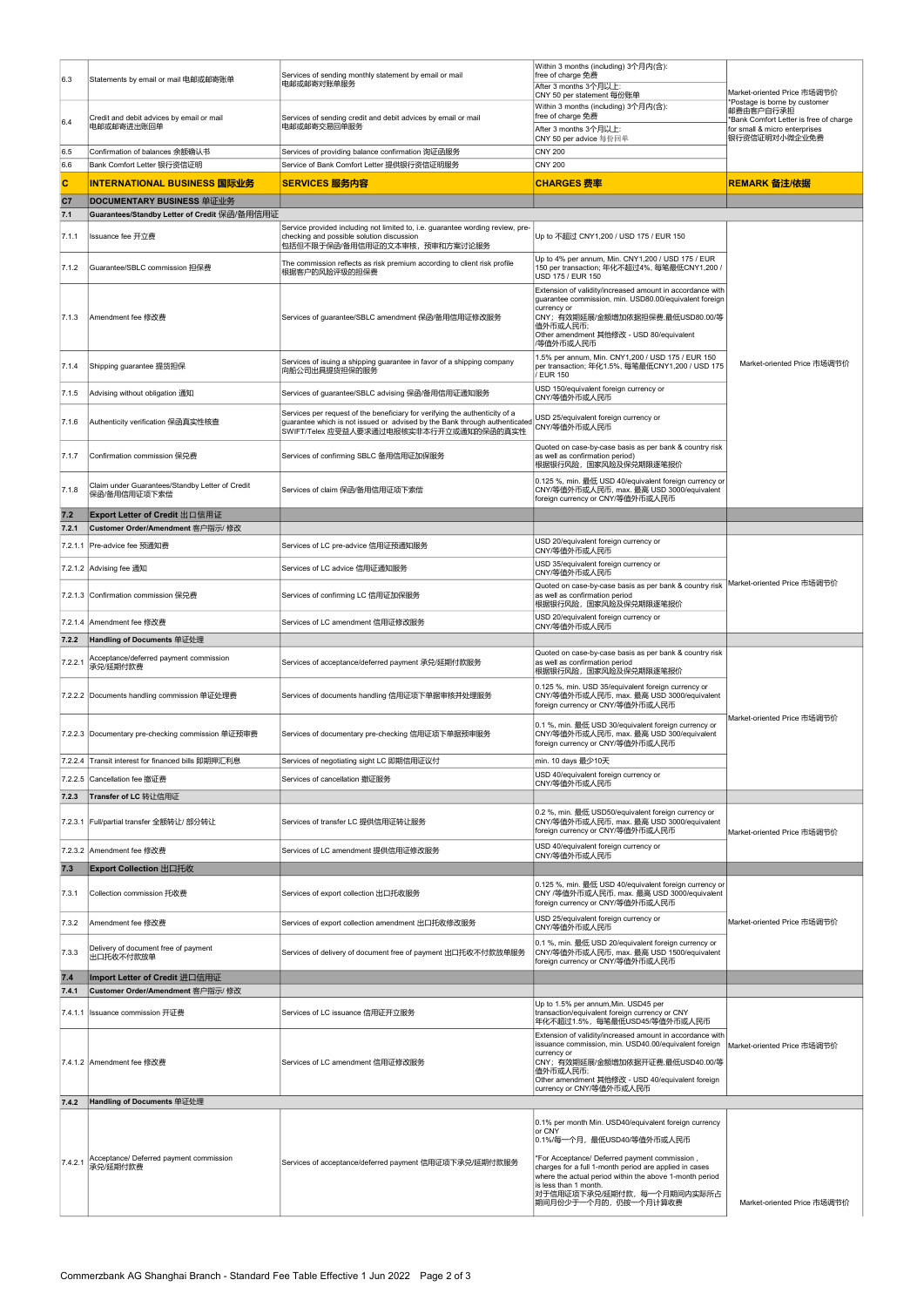| | | | | |
|---|---|---|---|---|
| 6.3 | Statements by email or mail 电邮或邮寄账单 | Services of sending monthly statement by email or mail<br>电邮或邮寄对账单服务 | Within 3 months (including) 3个月内(含):<br>free of charge 免费<br>After 3 months 3个月以上:<br>CNY 50 per statement 每份账单 | Market-oriented Price 市场调节价<br>*Postage is borne by customer<br>邮费由客户自行承担<br>*Bank Comfort Letter is free of charge for small & micro enterprises<br>银行资信证明对小微企业免费 |
| 6.4 | Credit and debit advices by email or mail<br>电邮或邮寄进出账回单 | Services of sending credit and debit advices by email or mail<br>电邮或邮寄交易回单服务 | Within 3 months (including) 3个月内(含):<br>free of charge 免费<br>After 3 months 3个月以上:<br>CNY 50 per advice 每份回单 | |
| 6.5 | Confirmation of balances 余额确认书 | Services of providing balance confirmation 询证函服务 | CNY 200 | |
| 6.6 | Bank Comfort Letter 银行资信证明 | Service of Bank Comfort Letter 提供银行资信证明服务 | CNY 200 | |
| **C** | **INTERNATIONAL BUSINESS 国际业务** | **SERVICES 服务内容** | **CHARGES 费率** | **REMARK 备注/依据** |
| **C7** | **DOCUMENTARY BUSINESS 单证业务** | | | |
| **7.1** | **Guarantees/Standby Letter of Credit 保函/备用信用证** | | | |
| 7.1.1 | Issuance fee 开立费 | Service provided including not limited to, i.e. guarantee wording review, pre-checking and possible solution discussion<br>包括但不限于保函/备用信用证的文本审核，预审和方案讨论服务 | Up to 不超过 CNY1,200 / USD 175 / EUR 150 | Market-oriented Price 市场调节价 |
| 7.1.2 | Guarantee/SBLC commission 担保费 | The commission reflects as risk premium according to client risk profile<br>根据客户的风险评级的担保费 | Up to 4% per annum, Min. CNY1,200 / USD 175 / EUR 150 per transaction; 年化不超过4%, 每笔最低CNY1,200 / USD 175 / EUR 150 | |
| 7.1.3 | Amendment fee 修改费 | Services of guarantee/SBLC amendment 保函/备用信用证修改服务 | Extension of validity/increased amount in accordance with guarantee commission, min. USD80.00/equivalent foreign currency or<br>CNY；有效期延展/金额增加依据担保费,最低USD80.00/等值外币或人民币;<br>Other amendment 其他修改 - USD 80/equivalent /等值外币或人民币 | |
| 7.1.4 | Shipping guarantee 提货担保 | Services of issuing a shipping guarantee in favor of a shipping company<br>向船公司出具提货担保的服务 | 1.5% per annum, Min. CNY1,200 / USD 175 / EUR 150 per transaction; 年化1.5%, 每笔最低CNY1,200 / USD 175 / EUR 150 | |
| 7.1.5 | Advising without obligation 通知 | Services of guarantee/SBLC advising 保函/备用信用证通知服务 | USD 150/equivalent foreign currency or<br>CNY/等值外币或人民币 | |
| 7.1.6 | Authenticity verification 保函真实性核查 | Services per request of the beneficiary for verifying the authenticity of a guarantee which is not issued or advised by the Bank through authenticated SWIFT/Telex 应受益人要求通过电报核实非本行开立或通知的保函的真实性 | USD 25/equivalent foreign currency or<br>CNY/等值外币或人民币 | |
| 7.1.7 | Confirmation commission 保兑费 | Services of confirming SBLC 备用信用证加保服务 | Quoted on case-by-case basis as per bank & country risk as well as confirmation period)<br>根据银行风险，国家风险及保兑期限逐笔报价 | |
| 7.1.8 | Claim under Guarantees/Standby Letter of Credit<br>保函/备用信用证项下索偿 | Services of claim 保函/备用信用证项下索偿 | 0.125 %, min. 最低 USD 40/equivalent foreign currency or CNY/等值外币或人民币, max. 最高 USD 3000/equivalent foreign currency or CNY/等值外币或人民币 | |
| **7.2** | **Export Letter of Credit 出口信用证** | | | |
| **7.2.1** | **Customer Order/Amendment 客户指示/ 修改** | | | |
| 7.2.1.1 | Pre-advice fee 预通知费 | Services of LC pre-advice 信用证预通知服务 | USD 20/equivalent foreign currency or<br>CNY/等值外币或人民币 | Market-oriented Price 市场调节价 |
| 7.2.1.2 | Advising fee 通知 | Services of LC advice 信用证通知服务 | USD 35/equivalent foreign currency or<br>CNY/等值外币或人民币 | |
| 7.2.1.3 | Confirmation commission 保兑费 | Services of confirming LC 信用证加保服务 | Quoted on case-by-case basis as per bank & country risk as well as confirmation period<br>根据银行风险，国家风险及保兑期限逐笔报价 | |
| 7.2.1.4 | Amendment fee 修改费 | Services of LC amendment 信用证修改服务 | USD 20/equivalent foreign currency or<br>CNY/等值外币或人民币 | |
| **7.2.2** | **Handling of Documents 单证处理** | | | |
| 7.2.2.1 | Acceptance/deferred payment commission<br>承兑/延期付款费 | Services of acceptance/deferred payment 承兑/延期付款服务 | Quoted on case-by-case basis as per bank & country risk as well as confirmation period<br>根据银行风险，国家风险及保兑期限逐笔报价 | Market-oriented Price 市场调节价 |
| 7.2.2.2 | Documents handling commission 单证处理费 | Services of documents handling 信用证项下单据审核并处理服务 | 0.125 %, min. USD 35/equivalent foreign currency or CNY/等值外币或人民币, max. 最高 USD 3000/equivalent foreign currency or CNY/等值外币或人民币 | |
| 7.2.2.3 | Documentary pre-checking commission 单证预审费 | Services of documentary pre-checking 信用证项下单据预审服务 | 0.1 %, min. 最低 USD 30/equivalent foreign currency or CNY/等值外币或人民币, max. 最高 USD 300/equivalent foreign currency or CNY/等值外币或人民币 | |
| 7.2.2.4 | Transit interest for financed bills 即期押汇利息 | Services of negotiating sight LC 即期信用证议付 | min. 10 days 最少10天 | |
| 7.2.2.5 | Cancellation fee 撤证费 | Services of cancellation 撤证服务 | USD 40/equivalent foreign currency or<br>CNY/等值外币或人民币 | |
| **7.2.3** | **Transfer of LC 转让信用证** | | | |
| 7.2.3.1 | Full/partial transfer 全额转让/ 部分转让 | Services of transfer LC 提供信用证转让服务 | 0.2 %, min. 最低 USD50/equivalent foreign currency or CNY/等值外币或人民币, max. 最高 USD 3000/equivalent foreign currency or CNY/等值外币或人民币 | Market-oriented Price 市场调节价 |
| 7.2.3.2 | Amendment fee 修改费 | Services of LC amendment 提供信用证修改服务 | USD 40/equivalent foreign currency or<br>CNY/等值外币或人民币 | |
| **7.3** | **Export Collection 出口托收** | | | |
| 7.3.1 | Collection commission 托收费 | Services of export collection 出口托收服务 | 0.125 %, min. 最低 USD 40/equivalent foreign currency or CNY /等值外币或人民币, max. 最高 USD 3000/equivalent foreign currency or CNY/等值外币或人民币 | Market-oriented Price 市场调节价 |
| 7.3.2 | Amendment fee 修改费 | Services of export collection amendment 出口托收修改服务 | USD 25/equivalent foreign currency or<br>CNY/等值外币或人民币 | |
| 7.3.3 | Delivery of document free of payment<br>出口托收不付款放单 | Services of delivery of document free of payment 出口托收不付款放单服务 | 0.1 %, min. 最低 USD 20/equivalent foreign currency or CNY/等值外币或人民币, max. 最高 USD 1500/equivalent foreign currency or CNY/等值外币或人民币 | |
| **7.4** | **Import Letter of Credit 进口信用证** | | | |
| **7.4.1** | **Customer Order/Amendment 客户指示/ 修改** | | | |
| 7.4.1.1 | Issuance commission 开证费 | Services of LC issuance 信用证开立服务 | Up to 1.5% per annum,Min. USD45 per transaction/equivalent foreign currency or CNY<br>年化不超过1.5%，每笔最低USD45/等值外币或人民币 | Market-oriented Price 市场调节价 |
| 7.4.1.2 | Amendment fee 修改费 | Services of LC amendment 信用证修改服务 | Extension of validity/increased amount in accordance with issuance commission, min. USD40.00/equivalent foreign currency or<br>CNY；有效期延展/金额增加依据开证费,最低USD40.00/等值外币或人民币;<br>Other amendment 其他修改 - USD 40/equivalent foreign currency or CNY/等值外币或人民币 | |
| **7.4.2** | **Handling of Documents 单证处理** | | | |
| 7.4.2.1 | Acceptance/ Deferred payment commission<br>承兑/延期付款费 | Services of acceptance/deferred payment 信用证项下承兑/延期付款服务 | 0.1% per month Min. USD40/equivalent foreign currency or CNY<br>0.1%/每一个月，最低USD40/等值外币或人民币<br><br>*For Acceptance/ Deferred payment commission , charges for a full 1-month period are applied in cases where the actual period within the above 1-month period is less than 1 month.<br>对于信用证项下承兑/延期付款，每一个月期间内实际所占期间月份少于一个月的，仍按一个月计算收费 | Market-oriented Price 市场调节价 |

Commerzbank AG Shanghai Branch - Standard Fee Table Effective 1 Jun 2022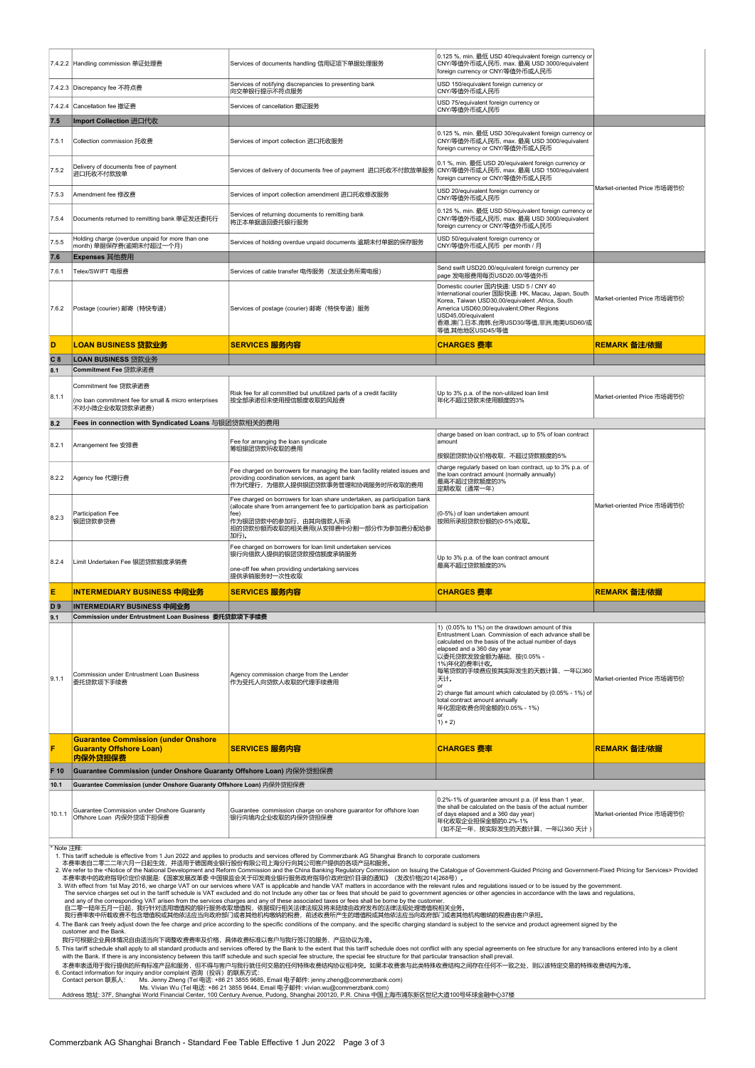| | | | | |
|---|---|---|---|---|
| 7.4.2.2 | Handling commission 单证处理费 | Services of documents handling 信用证项下单据处理服务 | 0.125 %, min. 最低 USD 40/equivalent foreign currency or CNY/等值外币或人民币, max. 最高 USD 3000/equivalent foreign currency or CNY/等值外币或人民币 | |
| 7.4.2.3 | Discrepancy fee 不符点费 | Services of notifying discrepancies to presenting bank 向交单银行提示不符点服务 | USD 150/equivalent foreign currency or CNY/等值外币或人民币 | |
| 7.4.2.4 | Cancellation fee 撤证费 | Services of cancellation 撤证服务 | USD 75/equivalent foreign currency or CNY/等值外币或人民币 | |
| **7.5** | **Import Collection 进口代收** | | | |
| 7.5.1 | Collection commission 托收费 | Services of import collection 进口托收服务 | 0.125 %, min. 最低 USD 30/equivalent foreign currency or CNY/等值外币或人民币, max. 最高 USD 3000/equivalent foreign currency or CNY/等值外币或人民币 | Market-oriented Price 市场调节价 |
| 7.5.2 | Delivery of documents free of payment 进口托收不付款放单 | Services of delivery of documents free of payment 进口托收不付款放单服务 | 0.1 %, min. 最低 USD 20/equivalent foreign currency or CNY/等值外币或人民币, max. 最高 USD 1500/equivalent foreign currency or CNY/等值外币或人民币 | |
| 7.5.3 | Amendment fee 修改费 | Services of import collection amendment 进口托收修改服务 | USD 20/equivalent foreign currency or CNY/等值外币或人民币 | |
| 7.5.4 | Documents returned to remitting bank 单证发还委托行 | Services of returning documents to remitting bank 将正本单据退回委托银行服务 | 0.125 %, min. 最低 USD 50/equivalent foreign currency or CNY/等值外币或人民币, max. 最高 USD 3000/equivalent foreign currency or CNY/等值外币或人民币 | |
| 7.5.5 | Holding charge (overdue unpaid for more than one month) 单据保存费(逾期未付超过一个月) | Services of holding overdue unpaid documents 逾期未付单据的保存服务 | USD 50/equivalent foreign currency or CNY/等值外币或人民币 per month / 月 | |
| **7.6** | **Expenses 其他费用** | | | |
| 7.6.1 | Telex/SWIFT 电报费 | Services of cable transfer 电传服务（发送业务所需电报） | Send swift USD20.00/equivalent foreign currency per page 发电报费用每页USD20.00/等值外币 | Market-oriented Price 市场调节价 |
| 7.6.2 | Postage (courier) 邮寄（特快专递） | Services of postage (courier) 邮寄（特快专递）服务 | Domestic courier 国内快递: USD 5 / CNY 40 International courier 国际快递: HK, Macau, Japan, South Korea, Taiwan USD30,00/equivalent ,Africa, South America USD60,00/equivalent;Other Regions USD45,00/equivalent 香港,澳门,日本,南韩,台湾USD30/等值,非洲,南美USD60/或等值,其他地区USD45/等值 | |
| **D** | **LOAN BUSINESS 贷款业务** | **SERVICES 服务内容** | **CHARGES 费率** | **REMARK 备注/依据** |
| **C 8** | **LOAN BUSINESS 贷款业务** | | | |
| **8.1** | **Commitment Fee 贷款承诺费** | | | |
| 8.1.1 | Commitment fee 贷款承诺费<br>(no loan commitment fee for small & micro enterprises 不对小微企业收取贷款承诺费) | Risk fee for all committed but unutilized parts of a credit facility 按全部承诺但未使用授信额度收取的风险费 | Up to 3% p.a. of the non-utilized loan limit 年化不超过贷款未使用额度的3% | Market-oriented Price 市场调节价 |
| **8.2** | **Fees in connection with Syndicated Loans 与银团贷款相关的费用** | | | |
| 8.2.1 | Arrangement fee 安排费 | Fee for arranging the loan syndicate 筹组银团贷款所收取的费用 | charge based on loan contract, up to 5% of loan contract amount<br>按银团贷款协议价格收取，不超过贷款额度的5% | Market-oriented Price 市场调节价 |
| 8.2.2 | Agency fee 代理行费 | Fee charged on borrowers for managing the loan facility related issues and providing coordination services, as agent bank 作为代理行，为借款人提供银团贷款事务管理和协调服务时所收取的费用 | charge regularly based on loan contract, up to 3% p.a. of the loan contract amount (normally annually) 最高不超过贷款额度的3% 定期收取（通常一年） | |
| 8.2.3 | Participation Fee 银团贷款参贷费 | Fee charged on borrowers for loan share undertaken, as participation bank (allocate share from arrangement fee to participation bank as participation fee) 作为银团贷款中的参加行，由其向借款人所承担的贷款份额而收取的相关费用(从安排费中分割一部分作为参加费分配给参加行)。 | (0-5%) of loan undertaken amount 按照所承担贷款份额的(0-5%)收取。 | |
| 8.2.4 | Limit Undertaken Fee 银团贷款额度承销费 | Fee charged on borrowers for loan limit undertaken services 银行向借款人提供的银团贷款授信额度承销服务<br>one-off fee when providing undertaking services 提供承销服务时一次性收取 | Up to 3% p.a. of the loan contract amount 最高不超过贷款额度的3% | |
| **E** | **INTERMEDIARY BUSINESS 中间业务** | **SERVICES 服务内容** | **CHARGES 费率** | **REMARK 备注/依据** |
| **D 9** | **INTERMEDIARY BUSINESS 中间业务** | | | |
| **9.1** | **Commission under Entrustment Loan Business 委托贷款项下手续费** | | | |
| 9.1.1 | Commission under Entrustment Loan Business 委托贷款项下手续费 | Agency commission charge from the Lender 作为受托人向贷款人收取的代理手续费用 | 1) (0.05% to 1%) on the drawdown amount of this Entrustment Loan. Commission of each advance shall be calculated on the basis of the actual number of days elapsed and a 360 day year 以委托贷款发放金额为基础，按(0.05% - 1%)年化的费率计收。每笔贷款的手续费应按其实际发生的天数计算，一年以360天计。<br>or<br>2) charge flat amount which calculated by (0.05% - 1%) of total contract amount annually 年化收取合同金额的(0.05% - 1%)<br>or<br>1) + 2) | Market-oriented Price 市场调节价 |
| **F** | **Guarantee Commission (under Onshore Guaranty Offshore Loan) 内保外贷担保费** | **SERVICES 服务内容** | **CHARGES 费率** | **REMARK 备注/依据** |
| **F 10** | **Guarantee Commission (under Onshore Guaranty Offshore Loan) 内保外贷担保费** | | | |
| **10.1** | **Guarantee Commission (under Onshore Guaranty Offshore Loan) 内保外贷担保费** | | | |
| 10.1.1 | Guarantee Commission under Onshore Guaranty Offshore Loan 内保外贷项下担保费 | Guarantee commission charge on onshore guarantor for offshore loan 银行向境内企业收取的内保外贷担保费 | 0.2%-1% of guarantee amount p.a. (if less than 1 year, the shall be calculated on the basis of the actual number of days elapsed and a 360 day year) 年化收取担保金额的0.2%-1%（如不足一年，按实际发生的天数计算，一年以360 天计） | Market-oriented Price 市场调节价 |

\* Note 注释:

1. This tariff schedule is effective from 1 Jun 2022 and applies to products and services offered by Commerzbank AG Shanghai Branch to corporate customers
   本费率表自二零二二年六月一日起生效，并适用于德国商业银行股份有限公司上海分行向其公司客户提供的各项产品和服务。
2. We refer to the <Notice of the National Development and Reform Commission and the China Banking Regulatory Commission on Issuing the Catalogue of Government-Guided Pricing and Government-Fixed Pricing for Services> Provided
   本费率表中的政府指导价依据是:《国家发展改革委 中国银监会关于印发商业银行服务政府指导价政府定价目录的通知》（发改价格[2014]268号）。
3. With effect from 1st May 2016, we charge VAT on our services where VAT is applicable and handle VAT matters in accordance with the relevant rules and regulations issued or to be issued by the government.
   The service charges set out in the tariff schedule is VAT excluded and do not Include any other tax or fees that should be paid to government agencies or other agencies in accordance with the laws and regulations, and any of the corresponding VAT arisen from the services charges and any of these associated taxes or fees shall be borne by the customer.
   自二零一陆年五月一日起，我行针对适用增值税的银行服务收取增值税，依据现行相关法律法规及将来陆续由政府发布的法律法规处理增值税相关业务。
   我行费率表中所载收费不包含增值税或其他依法应当向政府部门或者其他机构缴纳的税费，前述收费所产生的增值税或其他依法应当向政府部门或者其他机构缴纳的税费由客户承担。
4. The Bank can freely adjust down the fee charge and price according to the specific conditions of the company, and the specific charging standard is subject to the service and product agreement signed by the customer and the Bank.
   我行可根据企业具体情况自由适当向下调整收费费率及价格，具体收费标准以客户与我行签订的服务、产品协议为准。
5. This tariff schedule shall apply to all standard products and services offered by the Bank to the extent that this tariff schedule does not conflict with any special agreements on fee structure for any transactions entered into by a client with the Bank. If there is any inconsistency between this tariff schedule and such special fee structure, the special fee structure for that particular transaction shall prevail.
   本费率表适用于我行提供的所有标准产品和服务，但不得与客户与我行就任何交易的任何特殊收费结构协议相冲突。如果本收费表与此类特殊收费结构之间存在任何不一致之处，则以该特定交易的特殊收费结构为准。
6. Contact information for inquiry and/or complaint 咨询（投诉）的联系方式:
   Contact person 联系人: Ms. Jenny Zheng (Tel 电话: +86 21 3855 9685, Email 电子邮件: jenny.zheng@commerzbank.com)
   Ms. Vivian Wu (Tel 电话: +86 21 3855 9644, Email 电子邮件: vivian.wu@commerzbank.com)
   Address 地址: 37F, Shanghai World Financial Center, 100 Century Avenue, Pudong, Shanghai 200120, P.R. China 中国上海市浦东新区世纪大道100号环球金融中心37楼